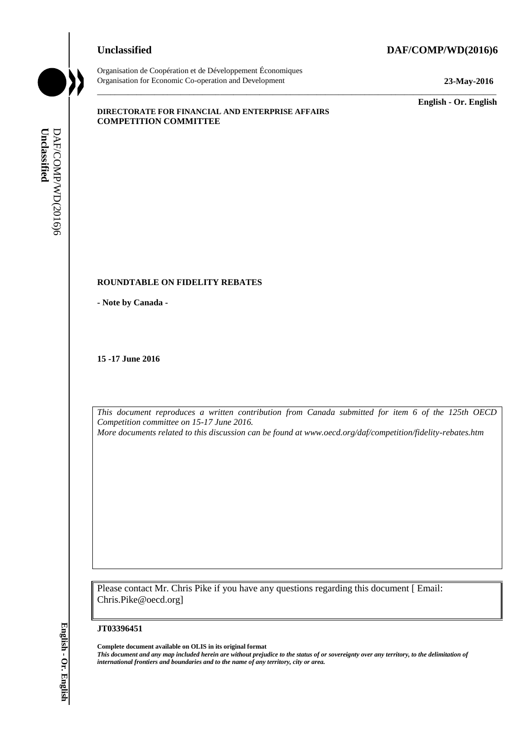**Unclassified** **DAF/COMP/WD(2016)6**

Organisation de Coopération et de Développement Économiques
Organisation for Economic Co-operation and Development **23-May-2016**

**English - Or. English**

**DIRECTORATE FOR FINANCIAL AND ENTERPRISE AFFAIRS**
**COMPETITION COMMITTEE**

**ROUNDTABLE ON FIDELITY REBATES**

**- Note by Canada -**

**15 -17 June 2016**

*This document reproduces a written contribution from Canada submitted for item 6 of the 125th OECD Competition committee on 15-17 June 2016.*
*More documents related to this discussion can be found at www.oecd.org/daf/competition/fidelity-rebates.htm*

Please contact Mr. Chris Pike if you have any questions regarding this document [ Email: Chris.Pike@oecd.org]

**JT03396451**

**Complete document available on OLIS in its original format**
***This document and any map included herein are without prejudice to the status of or sovereignty over any territory, to the delimitation of international frontiers and boundaries and to the name of any territory, city or area.***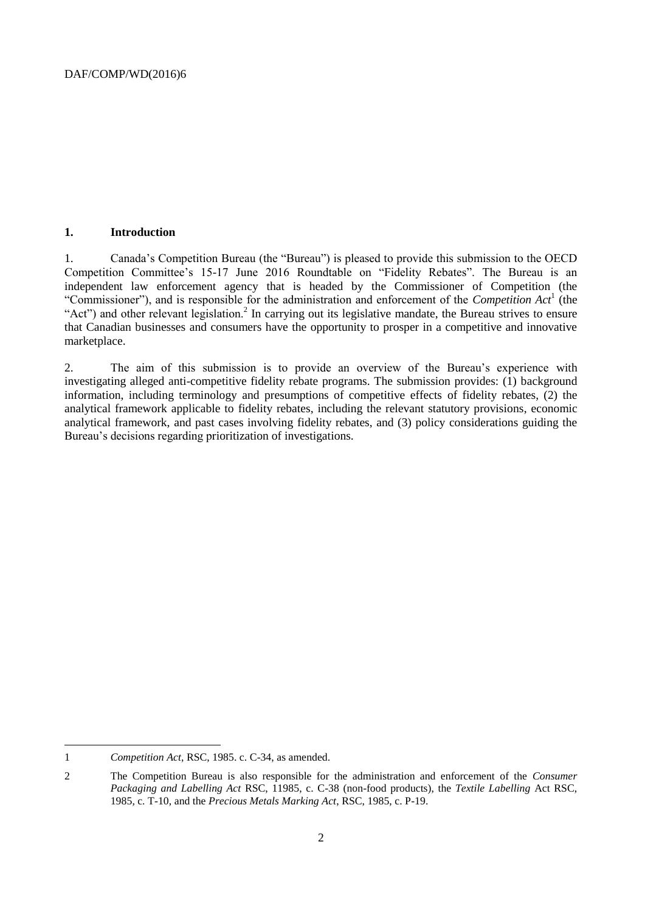## 1. Introduction

1. Canada's Competition Bureau (the "Bureau") is pleased to provide this submission to the OECD Competition Committee's 15-17 June 2016 Roundtable on "Fidelity Rebates". The Bureau is an independent law enforcement agency that is headed by the Commissioner of Competition (the "Commissioner"), and is responsible for the administration and enforcement of the *Competition Act*[1] (the "Act") and other relevant legislation.[2] In carrying out its legislative mandate, the Bureau strives to ensure that Canadian businesses and consumers have the opportunity to prosper in a competitive and innovative marketplace.

2. The aim of this submission is to provide an overview of the Bureau's experience with investigating alleged anti-competitive fidelity rebate programs. The submission provides: (1) background information, including terminology and presumptions of competitive effects of fidelity rebates, (2) the analytical framework applicable to fidelity rebates, including the relevant statutory provisions, economic analytical framework, and past cases involving fidelity rebates, and (3) policy considerations guiding the Bureau's decisions regarding prioritization of investigations.

---

1 *Competition Act*, RSC, 1985. c. C-34, as amended.

2 The Competition Bureau is also responsible for the administration and enforcement of the *Consumer Packaging and Labelling Act* RSC, 11985, c. C-38 (non-food products), the *Textile Labelling* Act RSC, 1985, c. T-10, and the *Precious Metals Marking Act*, RSC, 1985, c. P-19.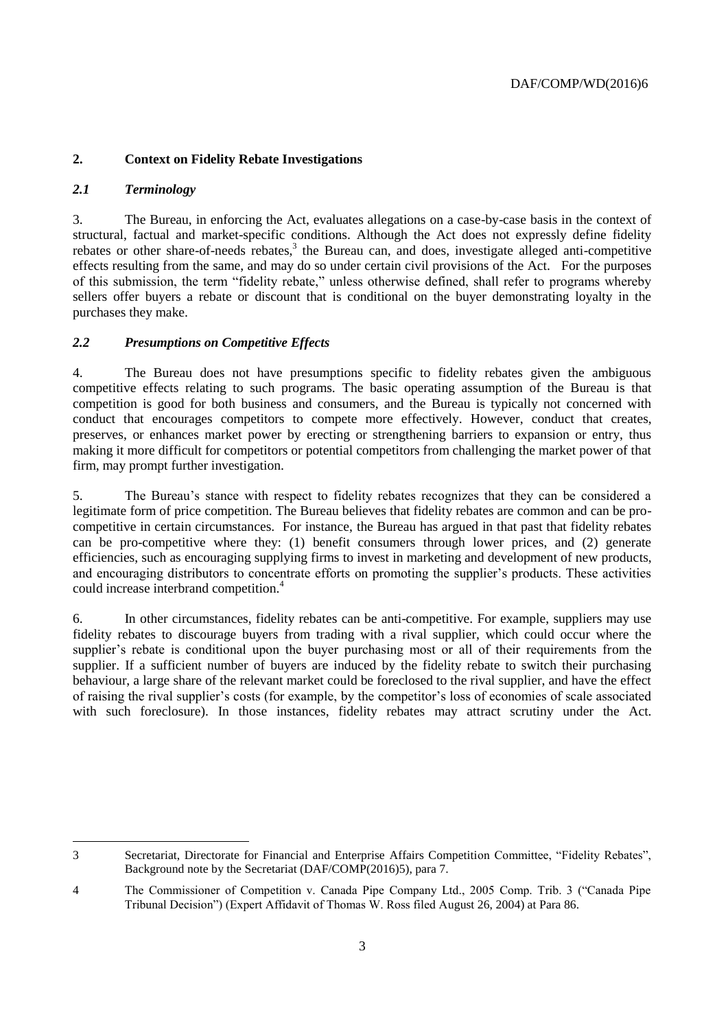## 2. Context on Fidelity Rebate Investigations

### *2.1 Terminology*

3. The Bureau, in enforcing the Act, evaluates allegations on a case-by-case basis in the context of structural, factual and market-specific conditions. Although the Act does not expressly define fidelity rebates or other share-of-needs rebates,[3] the Bureau can, and does, investigate alleged anti-competitive effects resulting from the same, and may do so under certain civil provisions of the Act. For the purposes of this submission, the term "fidelity rebate," unless otherwise defined, shall refer to programs whereby sellers offer buyers a rebate or discount that is conditional on the buyer demonstrating loyalty in the purchases they make.

### *2.2 Presumptions on Competitive Effects*

4. The Bureau does not have presumptions specific to fidelity rebates given the ambiguous competitive effects relating to such programs. The basic operating assumption of the Bureau is that competition is good for both business and consumers, and the Bureau is typically not concerned with conduct that encourages competitors to compete more effectively. However, conduct that creates, preserves, or enhances market power by erecting or strengthening barriers to expansion or entry, thus making it more difficult for competitors or potential competitors from challenging the market power of that firm, may prompt further investigation.

5. The Bureau's stance with respect to fidelity rebates recognizes that they can be considered a legitimate form of price competition. The Bureau believes that fidelity rebates are common and can be pro-competitive in certain circumstances. For instance, the Bureau has argued in that past that fidelity rebates can be pro-competitive where they: (1) benefit consumers through lower prices, and (2) generate efficiencies, such as encouraging supplying firms to invest in marketing and development of new products, and encouraging distributors to concentrate efforts on promoting the supplier's products. These activities could increase interbrand competition.[4]

6. In other circumstances, fidelity rebates can be anti-competitive. For example, suppliers may use fidelity rebates to discourage buyers from trading with a rival supplier, which could occur where the supplier's rebate is conditional upon the buyer purchasing most or all of their requirements from the supplier. If a sufficient number of buyers are induced by the fidelity rebate to switch their purchasing behaviour, a large share of the relevant market could be foreclosed to the rival supplier, and have the effect of raising the rival supplier's costs (for example, by the competitor's loss of economies of scale associated with such foreclosure). In those instances, fidelity rebates may attract scrutiny under the Act.

---

3 Secretariat, Directorate for Financial and Enterprise Affairs Competition Committee, "Fidelity Rebates", Background note by the Secretariat (DAF/COMP(2016)5), para 7.

4 The Commissioner of Competition v. Canada Pipe Company Ltd., 2005 Comp. Trib. 3 ("Canada Pipe Tribunal Decision") (Expert Affidavit of Thomas W. Ross filed August 26, 2004) at Para 86.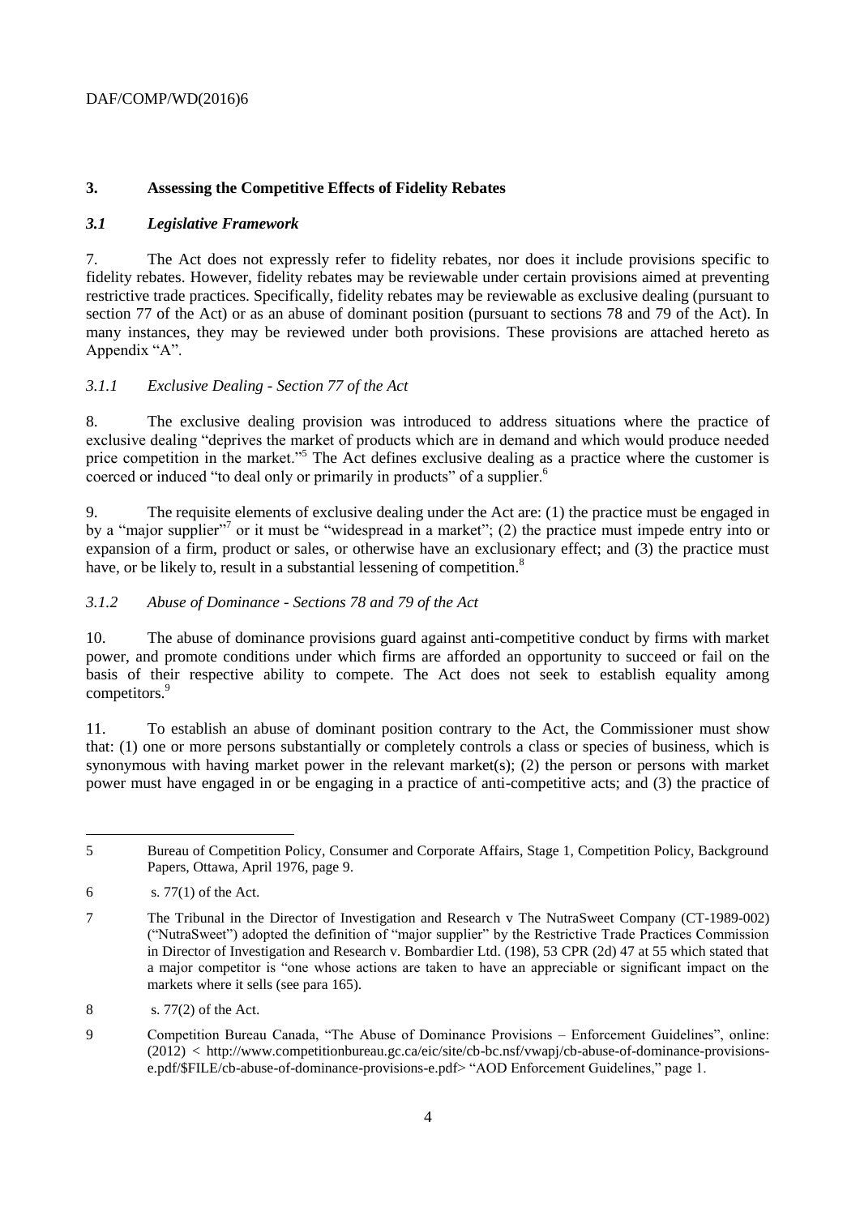## 3. Assessing the Competitive Effects of Fidelity Rebates

### *3.1 Legislative Framework*

7. The Act does not expressly refer to fidelity rebates, nor does it include provisions specific to fidelity rebates. However, fidelity rebates may be reviewable under certain provisions aimed at preventing restrictive trade practices. Specifically, fidelity rebates may be reviewable as exclusive dealing (pursuant to section 77 of the Act) or as an abuse of dominant position (pursuant to sections 78 and 79 of the Act). In many instances, they may be reviewed under both provisions. These provisions are attached hereto as Appendix "A".

#### *3.1.1 Exclusive Dealing - Section 77 of the Act*

8. The exclusive dealing provision was introduced to address situations where the practice of exclusive dealing "deprives the market of products which are in demand and which would produce needed price competition in the market."[5] The Act defines exclusive dealing as a practice where the customer is coerced or induced "to deal only or primarily in products" of a supplier.[6]

9. The requisite elements of exclusive dealing under the Act are: (1) the practice must be engaged in by a "major supplier"[7] or it must be "widespread in a market"; (2) the practice must impede entry into or expansion of a firm, product or sales, or otherwise have an exclusionary effect; and (3) the practice must have, or be likely to, result in a substantial lessening of competition.[8]

#### *3.1.2 Abuse of Dominance - Sections 78 and 79 of the Act*

10. The abuse of dominance provisions guard against anti-competitive conduct by firms with market power, and promote conditions under which firms are afforded an opportunity to succeed or fail on the basis of their respective ability to compete. The Act does not seek to establish equality among competitors.[9]

11. To establish an abuse of dominant position contrary to the Act, the Commissioner must show that: (1) one or more persons substantially or completely controls a class or species of business, which is synonymous with having market power in the relevant market(s); (2) the person or persons with market power must have engaged in or be engaging in a practice of anti-competitive acts; and (3) the practice of

---

5 Bureau of Competition Policy, Consumer and Corporate Affairs, Stage 1, Competition Policy, Background Papers, Ottawa, April 1976, page 9.

6 s. 77(1) of the Act.

7 The Tribunal in the Director of Investigation and Research v The NutraSweet Company (CT-1989-002) ("NutraSweet") adopted the definition of "major supplier" by the Restrictive Trade Practices Commission in Director of Investigation and Research v. Bombardier Ltd. (198), 53 CPR (2d) 47 at 55 which stated that a major competitor is "one whose actions are taken to have an appreciable or significant impact on the markets where it sells (see para 165).

8 s. 77(2) of the Act.

9 Competition Bureau Canada, "The Abuse of Dominance Provisions – Enforcement Guidelines", online: (2012) < http://www.competitionbureau.gc.ca/eic/site/cb-bc.nsf/vwapj/cb-abuse-of-dominance-provisions-e.pdf/$FILE/cb-abuse-of-dominance-provisions-e.pdf> "AOD Enforcement Guidelines," page 1.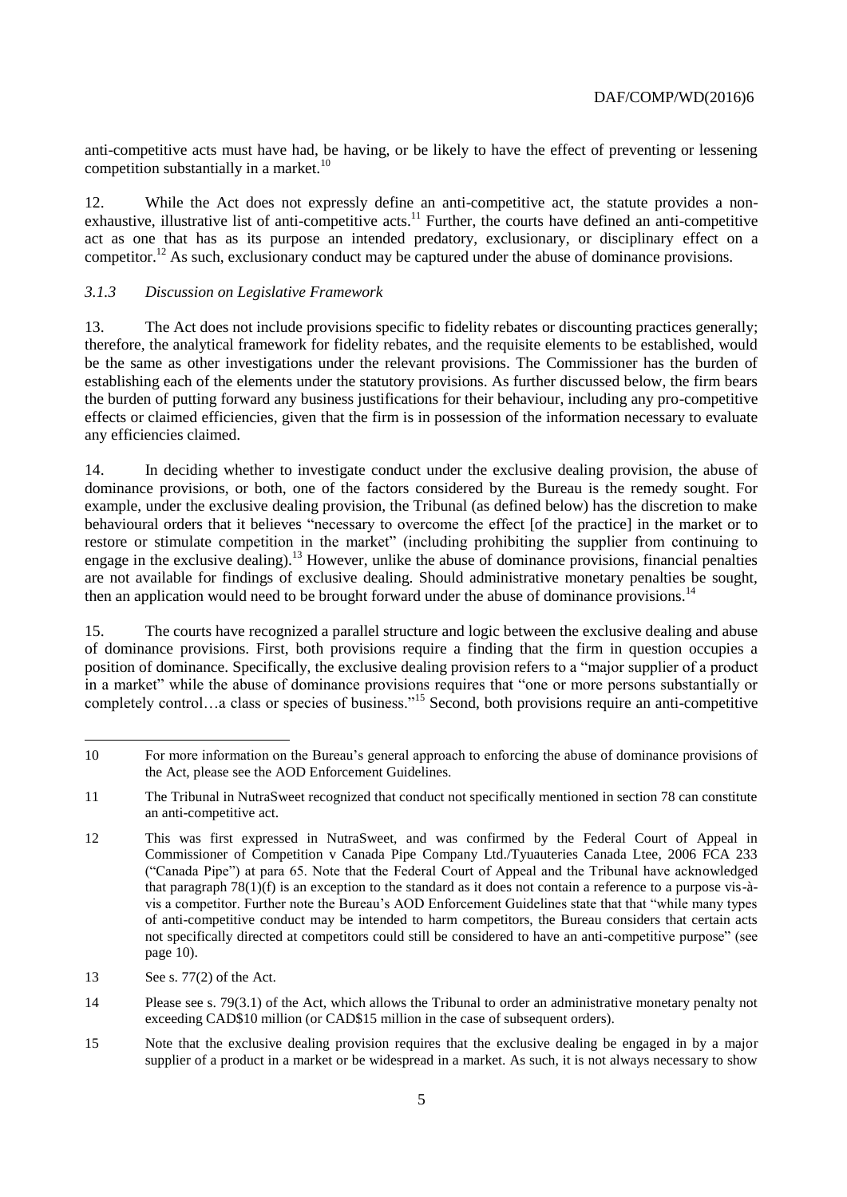anti-competitive acts must have had, be having, or be likely to have the effect of preventing or lessening competition substantially in a market.[10]

12. While the Act does not expressly define an anti-competitive act, the statute provides a non-exhaustive, illustrative list of anti-competitive acts.[11] Further, the courts have defined an anti-competitive act as one that has as its purpose an intended predatory, exclusionary, or disciplinary effect on a competitor.[12] As such, exclusionary conduct may be captured under the abuse of dominance provisions.

### *3.1.3 Discussion on Legislative Framework*

13. The Act does not include provisions specific to fidelity rebates or discounting practices generally; therefore, the analytical framework for fidelity rebates, and the requisite elements to be established, would be the same as other investigations under the relevant provisions. The Commissioner has the burden of establishing each of the elements under the statutory provisions. As further discussed below, the firm bears the burden of putting forward any business justifications for their behaviour, including any pro-competitive effects or claimed efficiencies, given that the firm is in possession of the information necessary to evaluate any efficiencies claimed.

14. In deciding whether to investigate conduct under the exclusive dealing provision, the abuse of dominance provisions, or both, one of the factors considered by the Bureau is the remedy sought. For example, under the exclusive dealing provision, the Tribunal (as defined below) has the discretion to make behavioural orders that it believes "necessary to overcome the effect [of the practice] in the market or to restore or stimulate competition in the market" (including prohibiting the supplier from continuing to engage in the exclusive dealing).[13] However, unlike the abuse of dominance provisions, financial penalties are not available for findings of exclusive dealing. Should administrative monetary penalties be sought, then an application would need to be brought forward under the abuse of dominance provisions.[14]

15. The courts have recognized a parallel structure and logic between the exclusive dealing and abuse of dominance provisions. First, both provisions require a finding that the firm in question occupies a position of dominance. Specifically, the exclusive dealing provision refers to a "major supplier of a product in a market" while the abuse of dominance provisions requires that "one or more persons substantially or completely control…a class or species of business."[15] Second, both provisions require an anti-competitive

---

10 For more information on the Bureau's general approach to enforcing the abuse of dominance provisions of the Act, please see the AOD Enforcement Guidelines.

11 The Tribunal in NutraSweet recognized that conduct not specifically mentioned in section 78 can constitute an anti-competitive act.

12 This was first expressed in NutraSweet, and was confirmed by the Federal Court of Appeal in Commissioner of Competition v Canada Pipe Company Ltd./Tyuauteries Canada Ltee, 2006 FCA 233 ("Canada Pipe") at para 65. Note that the Federal Court of Appeal and the Tribunal have acknowledged that paragraph 78(1)(f) is an exception to the standard as it does not contain a reference to a purpose vis-à-vis a competitor. Further note the Bureau's AOD Enforcement Guidelines state that that "while many types of anti-competitive conduct may be intended to harm competitors, the Bureau considers that certain acts not specifically directed at competitors could still be considered to have an anti-competitive purpose" (see page 10).

13 See s. 77(2) of the Act.

14 Please see s. 79(3.1) of the Act, which allows the Tribunal to order an administrative monetary penalty not exceeding CAD$10 million (or CAD$15 million in the case of subsequent orders).

15 Note that the exclusive dealing provision requires that the exclusive dealing be engaged in by a major supplier of a product in a market or be widespread in a market. As such, it is not always necessary to show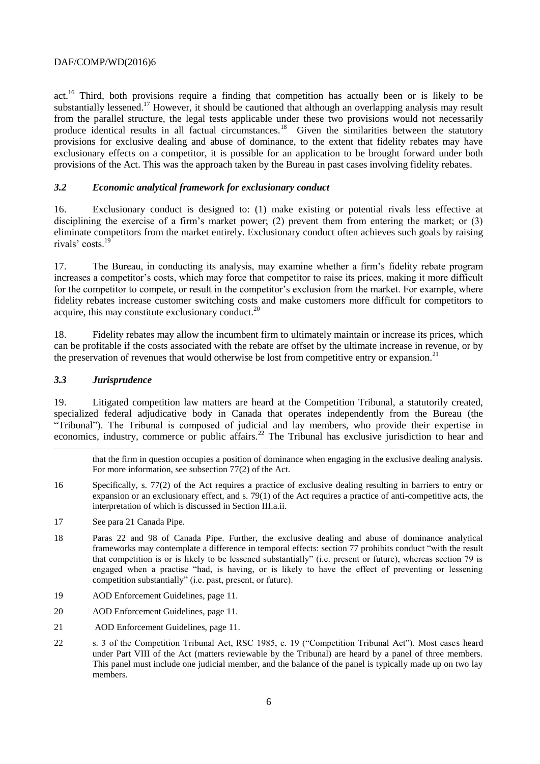act.[16] Third, both provisions require a finding that competition has actually been or is likely to be substantially lessened.[17] However, it should be cautioned that although an overlapping analysis may result from the parallel structure, the legal tests applicable under these two provisions would not necessarily produce identical results in all factual circumstances.[18] Given the similarities between the statutory provisions for exclusive dealing and abuse of dominance, to the extent that fidelity rebates may have exclusionary effects on a competitor, it is possible for an application to be brought forward under both provisions of the Act. This was the approach taken by the Bureau in past cases involving fidelity rebates.

### *3.2 Economic analytical framework for exclusionary conduct*

16. Exclusionary conduct is designed to: (1) make existing or potential rivals less effective at disciplining the exercise of a firm's market power; (2) prevent them from entering the market; or (3) eliminate competitors from the market entirely. Exclusionary conduct often achieves such goals by raising rivals' costs.[19]

17. The Bureau, in conducting its analysis, may examine whether a firm's fidelity rebate program increases a competitor's costs, which may force that competitor to raise its prices, making it more difficult for the competitor to compete, or result in the competitor's exclusion from the market. For example, where fidelity rebates increase customer switching costs and make customers more difficult for competitors to acquire, this may constitute exclusionary conduct.[20]

18. Fidelity rebates may allow the incumbent firm to ultimately maintain or increase its prices, which can be profitable if the costs associated with the rebate are offset by the ultimate increase in revenue, or by the preservation of revenues that would otherwise be lost from competitive entry or expansion.[21]

### *3.3 Jurisprudence*

19. Litigated competition law matters are heard at the Competition Tribunal, a statutorily created, specialized federal adjudicative body in Canada that operates independently from the Bureau (the "Tribunal"). The Tribunal is composed of judicial and lay members, who provide their expertise in economics, industry, commerce or public affairs.[22] The Tribunal has exclusive jurisdiction to hear and

---

that the firm in question occupies a position of dominance when engaging in the exclusive dealing analysis. For more information, see subsection 77(2) of the Act.

16 Specifically, s. 77(2) of the Act requires a practice of exclusive dealing resulting in barriers to entry or expansion or an exclusionary effect, and s. 79(1) of the Act requires a practice of anti-competitive acts, the interpretation of which is discussed in Section III.a.ii.

17 See para 21 Canada Pipe.

18 Paras 22 and 98 of Canada Pipe. Further, the exclusive dealing and abuse of dominance analytical frameworks may contemplate a difference in temporal effects: section 77 prohibits conduct "with the result that competition is or is likely to be lessened substantially" (i.e. present or future), whereas section 79 is engaged when a practise "had, is having, or is likely to have the effect of preventing or lessening competition substantially" (i.e. past, present, or future).

19 AOD Enforcement Guidelines, page 11.

20 AOD Enforcement Guidelines, page 11.

21 AOD Enforcement Guidelines, page 11.

22 s. 3 of the Competition Tribunal Act, RSC 1985, c. 19 ("Competition Tribunal Act"). Most cases heard under Part VIII of the Act (matters reviewable by the Tribunal) are heard by a panel of three members. This panel must include one judicial member, and the balance of the panel is typically made up on two lay members.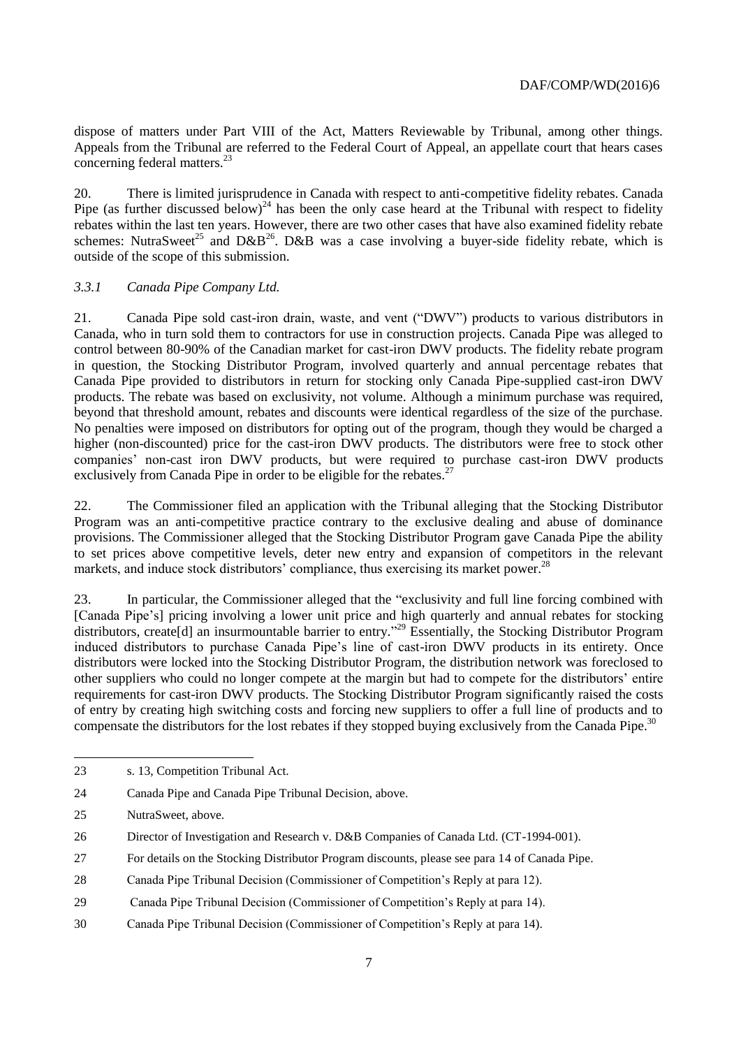dispose of matters under Part VIII of the Act, Matters Reviewable by Tribunal, among other things. Appeals from the Tribunal are referred to the Federal Court of Appeal, an appellate court that hears cases concerning federal matters.[23]

20. There is limited jurisprudence in Canada with respect to anti-competitive fidelity rebates. Canada Pipe (as further discussed below)[24] has been the only case heard at the Tribunal with respect to fidelity rebates within the last ten years. However, there are two other cases that have also examined fidelity rebate schemes: NutraSweet[25] and D&B[26]. D&B was a case involving a buyer-side fidelity rebate, which is outside of the scope of this submission.

### *3.3.1 Canada Pipe Company Ltd.*

21. Canada Pipe sold cast-iron drain, waste, and vent ("DWV") products to various distributors in Canada, who in turn sold them to contractors for use in construction projects. Canada Pipe was alleged to control between 80-90% of the Canadian market for cast-iron DWV products. The fidelity rebate program in question, the Stocking Distributor Program, involved quarterly and annual percentage rebates that Canada Pipe provided to distributors in return for stocking only Canada Pipe-supplied cast-iron DWV products. The rebate was based on exclusivity, not volume. Although a minimum purchase was required, beyond that threshold amount, rebates and discounts were identical regardless of the size of the purchase. No penalties were imposed on distributors for opting out of the program, though they would be charged a higher (non-discounted) price for the cast-iron DWV products. The distributors were free to stock other companies' non-cast iron DWV products, but were required to purchase cast-iron DWV products exclusively from Canada Pipe in order to be eligible for the rebates.[27]

22. The Commissioner filed an application with the Tribunal alleging that the Stocking Distributor Program was an anti-competitive practice contrary to the exclusive dealing and abuse of dominance provisions. The Commissioner alleged that the Stocking Distributor Program gave Canada Pipe the ability to set prices above competitive levels, deter new entry and expansion of competitors in the relevant markets, and induce stock distributors' compliance, thus exercising its market power.[28]

23. In particular, the Commissioner alleged that the "exclusivity and full line forcing combined with [Canada Pipe's] pricing involving a lower unit price and high quarterly and annual rebates for stocking distributors, create[d] an insurmountable barrier to entry."[29] Essentially, the Stocking Distributor Program induced distributors to purchase Canada Pipe's line of cast-iron DWV products in its entirety. Once distributors were locked into the Stocking Distributor Program, the distribution network was foreclosed to other suppliers who could no longer compete at the margin but had to compete for the distributors' entire requirements for cast-iron DWV products. The Stocking Distributor Program significantly raised the costs of entry by creating high switching costs and forcing new suppliers to offer a full line of products and to compensate the distributors for the lost rebates if they stopped buying exclusively from the Canada Pipe.[30]

---

23 s. 13, Competition Tribunal Act.

24 Canada Pipe and Canada Pipe Tribunal Decision, above.

25 NutraSweet, above.

26 Director of Investigation and Research v. D&B Companies of Canada Ltd. (CT-1994-001).

27 For details on the Stocking Distributor Program discounts, please see para 14 of Canada Pipe.

28 Canada Pipe Tribunal Decision (Commissioner of Competition's Reply at para 12).

29 Canada Pipe Tribunal Decision (Commissioner of Competition's Reply at para 14).

30 Canada Pipe Tribunal Decision (Commissioner of Competition's Reply at para 14).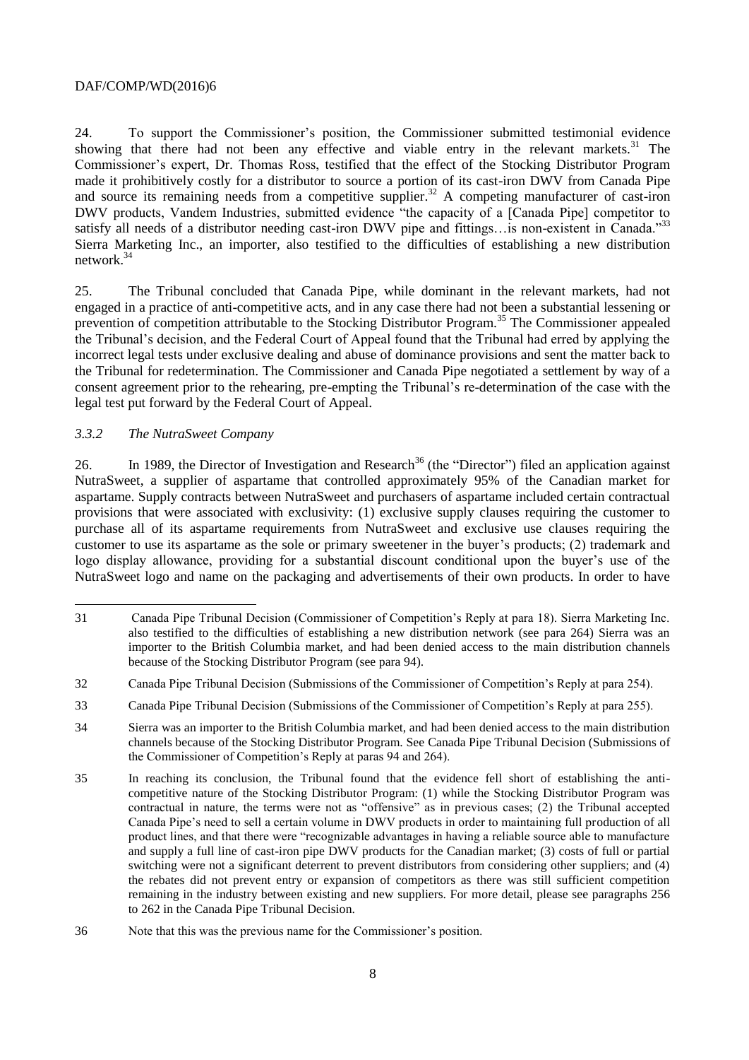24. To support the Commissioner's position, the Commissioner submitted testimonial evidence showing that there had not been any effective and viable entry in the relevant markets.[31] The Commissioner's expert, Dr. Thomas Ross, testified that the effect of the Stocking Distributor Program made it prohibitively costly for a distributor to source a portion of its cast-iron DWV from Canada Pipe and source its remaining needs from a competitive supplier.[32] A competing manufacturer of cast-iron DWV products, Vandem Industries, submitted evidence "the capacity of a [Canada Pipe] competitor to satisfy all needs of a distributor needing cast-iron DWV pipe and fittings…is non-existent in Canada."[33] Sierra Marketing Inc., an importer, also testified to the difficulties of establishing a new distribution network.[34]

25. The Tribunal concluded that Canada Pipe, while dominant in the relevant markets, had not engaged in a practice of anti-competitive acts, and in any case there had not been a substantial lessening or prevention of competition attributable to the Stocking Distributor Program.[35] The Commissioner appealed the Tribunal's decision, and the Federal Court of Appeal found that the Tribunal had erred by applying the incorrect legal tests under exclusive dealing and abuse of dominance provisions and sent the matter back to the Tribunal for redetermination. The Commissioner and Canada Pipe negotiated a settlement by way of a consent agreement prior to the rehearing, pre-empting the Tribunal's re-determination of the case with the legal test put forward by the Federal Court of Appeal.

### *3.3.2 The NutraSweet Company*

26. In 1989, the Director of Investigation and Research[36] (the "Director") filed an application against NutraSweet, a supplier of aspartame that controlled approximately 95% of the Canadian market for aspartame. Supply contracts between NutraSweet and purchasers of aspartame included certain contractual provisions that were associated with exclusivity: (1) exclusive supply clauses requiring the customer to purchase all of its aspartame requirements from NutraSweet and exclusive use clauses requiring the customer to use its aspartame as the sole or primary sweetener in the buyer's products; (2) trademark and logo display allowance, providing for a substantial discount conditional upon the buyer's use of the NutraSweet logo and name on the packaging and advertisements of their own products. In order to have

---

31 Canada Pipe Tribunal Decision (Commissioner of Competition's Reply at para 18). Sierra Marketing Inc. also testified to the difficulties of establishing a new distribution network (see para 264) Sierra was an importer to the British Columbia market, and had been denied access to the main distribution channels because of the Stocking Distributor Program (see para 94).

32 Canada Pipe Tribunal Decision (Submissions of the Commissioner of Competition's Reply at para 254).

33 Canada Pipe Tribunal Decision (Submissions of the Commissioner of Competition's Reply at para 255).

34 Sierra was an importer to the British Columbia market, and had been denied access to the main distribution channels because of the Stocking Distributor Program. See Canada Pipe Tribunal Decision (Submissions of the Commissioner of Competition's Reply at paras 94 and 264).

35 In reaching its conclusion, the Tribunal found that the evidence fell short of establishing the anti-competitive nature of the Stocking Distributor Program: (1) while the Stocking Distributor Program was contractual in nature, the terms were not as "offensive" as in previous cases; (2) the Tribunal accepted Canada Pipe's need to sell a certain volume in DWV products in order to maintaining full production of all product lines, and that there were "recognizable advantages in having a reliable source able to manufacture and supply a full line of cast-iron pipe DWV products for the Canadian market; (3) costs of full or partial switching were not a significant deterrent to prevent distributors from considering other suppliers; and (4) the rebates did not prevent entry or expansion of competitors as there was still sufficient competition remaining in the industry between existing and new suppliers. For more detail, please see paragraphs 256 to 262 in the Canada Pipe Tribunal Decision.

36 Note that this was the previous name for the Commissioner's position.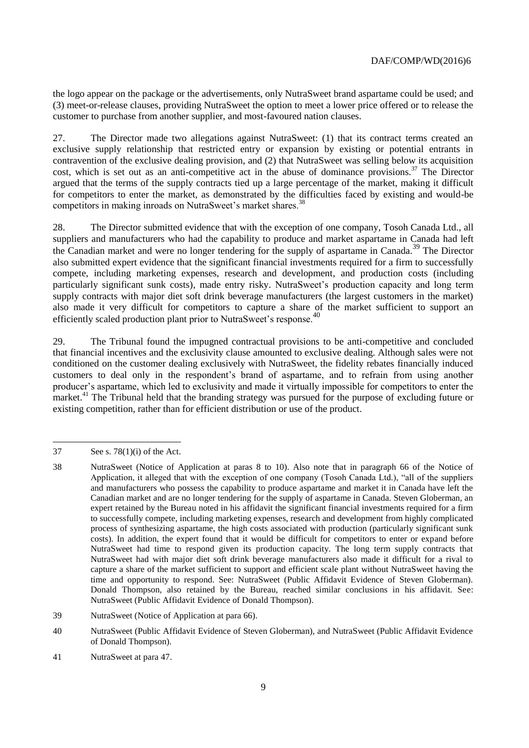the logo appear on the package or the advertisements, only NutraSweet brand aspartame could be used; and (3) meet-or-release clauses, providing NutraSweet the option to meet a lower price offered or to release the customer to purchase from another supplier, and most-favoured nation clauses.

27. The Director made two allegations against NutraSweet: (1) that its contract terms created an exclusive supply relationship that restricted entry or expansion by existing or potential entrants in contravention of the exclusive dealing provision, and (2) that NutraSweet was selling below its acquisition cost, which is set out as an anti-competitive act in the abuse of dominance provisions.[37] The Director argued that the terms of the supply contracts tied up a large percentage of the market, making it difficult for competitors to enter the market, as demonstrated by the difficulties faced by existing and would-be competitors in making inroads on NutraSweet's market shares.[38]

28. The Director submitted evidence that with the exception of one company, Tosoh Canada Ltd., all suppliers and manufacturers who had the capability to produce and market aspartame in Canada had left the Canadian market and were no longer tendering for the supply of aspartame in Canada.[39] The Director also submitted expert evidence that the significant financial investments required for a firm to successfully compete, including marketing expenses, research and development, and production costs (including particularly significant sunk costs), made entry risky. NutraSweet's production capacity and long term supply contracts with major diet soft drink beverage manufacturers (the largest customers in the market) also made it very difficult for competitors to capture a share of the market sufficient to support an efficiently scaled production plant prior to NutraSweet's response.[40]

29. The Tribunal found the impugned contractual provisions to be anti-competitive and concluded that financial incentives and the exclusivity clause amounted to exclusive dealing. Although sales were not conditioned on the customer dealing exclusively with NutraSweet, the fidelity rebates financially induced customers to deal only in the respondent's brand of aspartame, and to refrain from using another producer's aspartame, which led to exclusivity and made it virtually impossible for competitors to enter the market.[41] The Tribunal held that the branding strategy was pursued for the purpose of excluding future or existing competition, rather than for efficient distribution or use of the product.

---

37 See s. 78(1)(i) of the Act.

38 NutraSweet (Notice of Application at paras 8 to 10). Also note that in paragraph 66 of the Notice of Application, it alleged that with the exception of one company (Tosoh Canada Ltd.), "all of the suppliers and manufacturers who possess the capability to produce aspartame and market it in Canada have left the Canadian market and are no longer tendering for the supply of aspartame in Canada. Steven Globerman, an expert retained by the Bureau noted in his affidavit the significant financial investments required for a firm to successfully compete, including marketing expenses, research and development from highly complicated process of synthesizing aspartame, the high costs associated with production (particularly significant sunk costs). In addition, the expert found that it would be difficult for competitors to enter or expand before NutraSweet had time to respond given its production capacity. The long term supply contracts that NutraSweet had with major diet soft drink beverage manufacturers also made it difficult for a rival to capture a share of the market sufficient to support and efficient scale plant without NutraSweet having the time and opportunity to respond. See: NutraSweet (Public Affidavit Evidence of Steven Globerman). Donald Thompson, also retained by the Bureau, reached similar conclusions in his affidavit. See: NutraSweet (Public Affidavit Evidence of Donald Thompson).

39 NutraSweet (Notice of Application at para 66).

40 NutraSweet (Public Affidavit Evidence of Steven Globerman), and NutraSweet (Public Affidavit Evidence of Donald Thompson).

41 NutraSweet at para 47.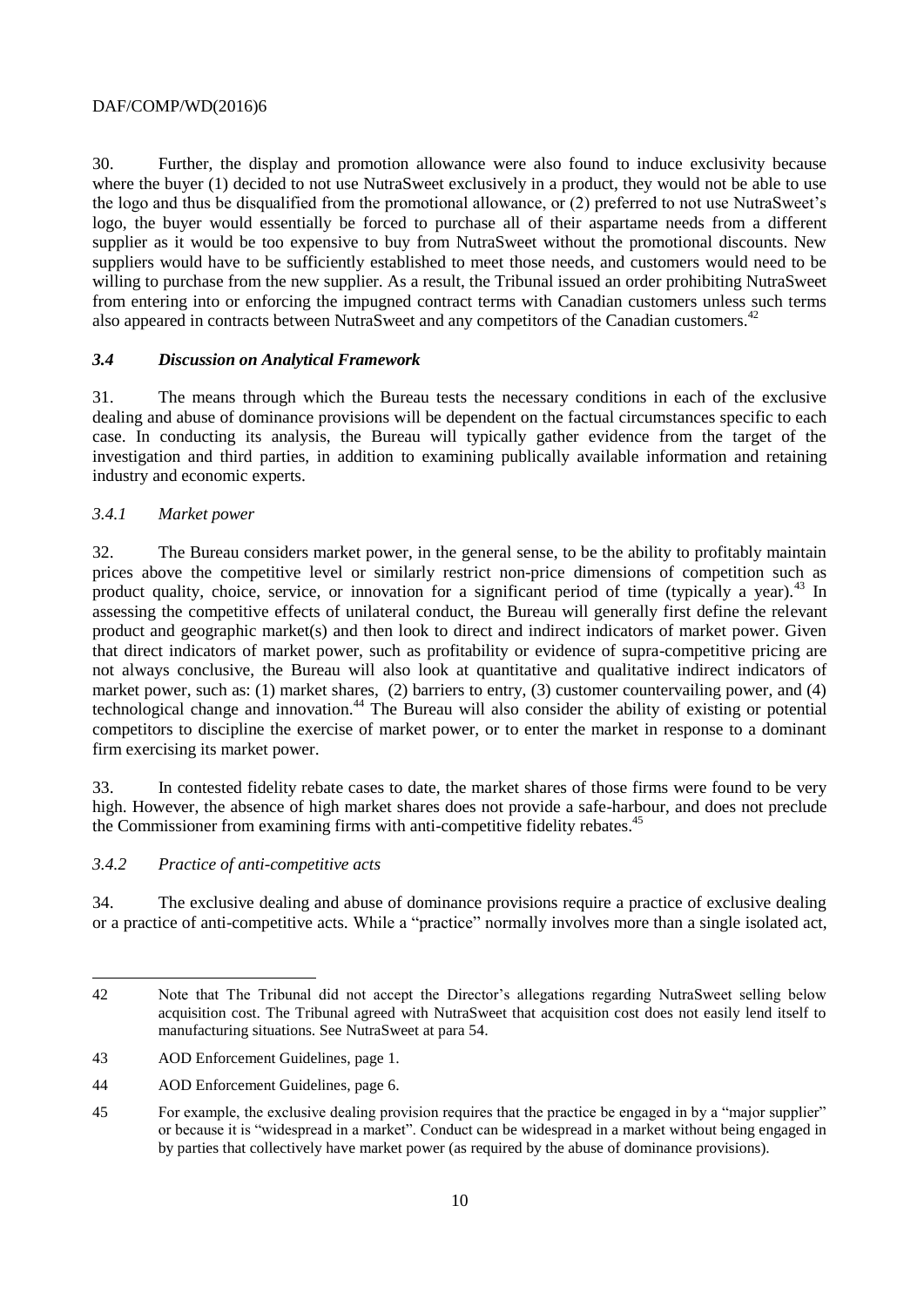30. Further, the display and promotion allowance were also found to induce exclusivity because where the buyer (1) decided to not use NutraSweet exclusively in a product, they would not be able to use the logo and thus be disqualified from the promotional allowance, or (2) preferred to not use NutraSweet's logo, the buyer would essentially be forced to purchase all of their aspartame needs from a different supplier as it would be too expensive to buy from NutraSweet without the promotional discounts. New suppliers would have to be sufficiently established to meet those needs, and customers would need to be willing to purchase from the new supplier. As a result, the Tribunal issued an order prohibiting NutraSweet from entering into or enforcing the impugned contract terms with Canadian customers unless such terms also appeared in contracts between NutraSweet and any competitors of the Canadian customers.[42]

### *3.4 Discussion on Analytical Framework*

31. The means through which the Bureau tests the necessary conditions in each of the exclusive dealing and abuse of dominance provisions will be dependent on the factual circumstances specific to each case. In conducting its analysis, the Bureau will typically gather evidence from the target of the investigation and third parties, in addition to examining publically available information and retaining industry and economic experts.

#### *3.4.1 Market power*

32. The Bureau considers market power, in the general sense, to be the ability to profitably maintain prices above the competitive level or similarly restrict non-price dimensions of competition such as product quality, choice, service, or innovation for a significant period of time (typically a year).[43] In assessing the competitive effects of unilateral conduct, the Bureau will generally first define the relevant product and geographic market(s) and then look to direct and indirect indicators of market power. Given that direct indicators of market power, such as profitability or evidence of supra-competitive pricing are not always conclusive, the Bureau will also look at quantitative and qualitative indirect indicators of market power, such as: (1) market shares, (2) barriers to entry, (3) customer countervailing power, and (4) technological change and innovation.[44] The Bureau will also consider the ability of existing or potential competitors to discipline the exercise of market power, or to enter the market in response to a dominant firm exercising its market power.

33. In contested fidelity rebate cases to date, the market shares of those firms were found to be very high. However, the absence of high market shares does not provide a safe-harbour, and does not preclude the Commissioner from examining firms with anti-competitive fidelity rebates.[45]

#### *3.4.2 Practice of anti-competitive acts*

34. The exclusive dealing and abuse of dominance provisions require a practice of exclusive dealing or a practice of anti-competitive acts. While a "practice" normally involves more than a single isolated act,

---

42 Note that The Tribunal did not accept the Director's allegations regarding NutraSweet selling below acquisition cost. The Tribunal agreed with NutraSweet that acquisition cost does not easily lend itself to manufacturing situations. See NutraSweet at para 54.

43 AOD Enforcement Guidelines, page 1.

44 AOD Enforcement Guidelines, page 6.

45 For example, the exclusive dealing provision requires that the practice be engaged in by a "major supplier" or because it is "widespread in a market". Conduct can be widespread in a market without being engaged in by parties that collectively have market power (as required by the abuse of dominance provisions).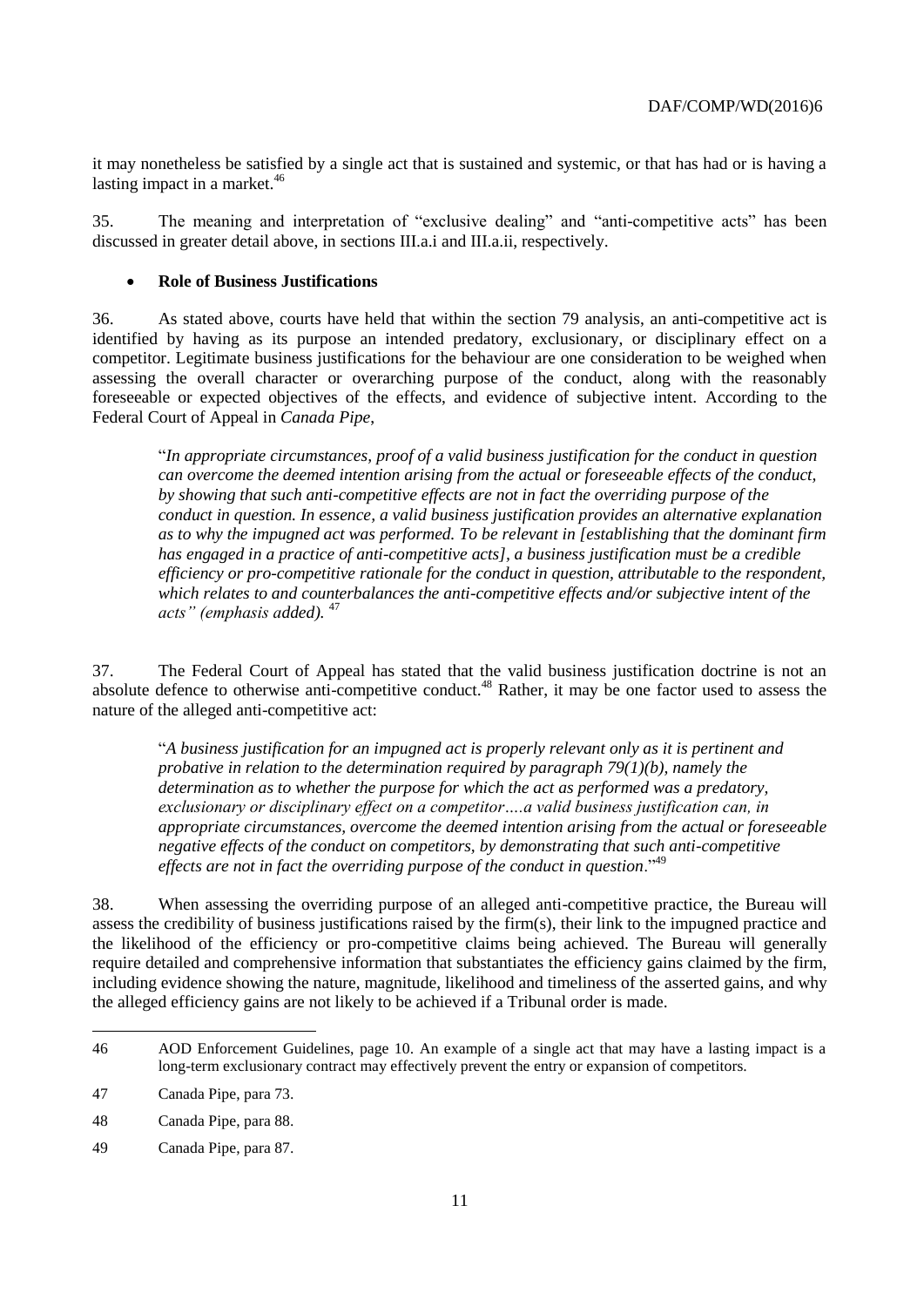it may nonetheless be satisfied by a single act that is sustained and systemic, or that has had or is having a lasting impact in a market.[46]

35. The meaning and interpretation of "exclusive dealing" and "anti-competitive acts" has been discussed in greater detail above, in sections III.a.i and III.a.ii, respectively.

- **Role of Business Justifications**

36. As stated above, courts have held that within the section 79 analysis, an anti-competitive act is identified by having as its purpose an intended predatory, exclusionary, or disciplinary effect on a competitor. Legitimate business justifications for the behaviour are one consideration to be weighed when assessing the overall character or overarching purpose of the conduct, along with the reasonably foreseeable or expected objectives of the effects, and evidence of subjective intent. According to the Federal Court of Appeal in *Canada Pipe*,

> "*In appropriate circumstances, proof of a valid business justification for the conduct in question can overcome the deemed intention arising from the actual or foreseeable effects of the conduct, by showing that such anti-competitive effects are not in fact the overriding purpose of the conduct in question. In essence, a valid business justification provides an alternative explanation as to why the impugned act was performed. To be relevant in [establishing that the dominant firm has engaged in a practice of anti-competitive acts], a business justification must be a credible efficiency or pro-competitive rationale for the conduct in question, attributable to the respondent, which relates to and counterbalances the anti-competitive effects and/or subjective intent of the acts" (emphasis added).* [47]

37. The Federal Court of Appeal has stated that the valid business justification doctrine is not an absolute defence to otherwise anti-competitive conduct.[48] Rather, it may be one factor used to assess the nature of the alleged anti-competitive act:

> "*A business justification for an impugned act is properly relevant only as it is pertinent and probative in relation to the determination required by paragraph 79(1)(b), namely the determination as to whether the purpose for which the act as performed was a predatory, exclusionary or disciplinary effect on a competitor….a valid business justification can, in appropriate circumstances, overcome the deemed intention arising from the actual or foreseeable negative effects of the conduct on competitors, by demonstrating that such anti-competitive effects are not in fact the overriding purpose of the conduct in question*."[49]

38. When assessing the overriding purpose of an alleged anti-competitive practice, the Bureau will assess the credibility of business justifications raised by the firm(s), their link to the impugned practice and the likelihood of the efficiency or pro-competitive claims being achieved. The Bureau will generally require detailed and comprehensive information that substantiates the efficiency gains claimed by the firm, including evidence showing the nature, magnitude, likelihood and timeliness of the asserted gains, and why the alleged efficiency gains are not likely to be achieved if a Tribunal order is made.

---

46 AOD Enforcement Guidelines, page 10. An example of a single act that may have a lasting impact is a long-term exclusionary contract may effectively prevent the entry or expansion of competitors.

47 Canada Pipe, para 73.

48 Canada Pipe, para 88.

49 Canada Pipe, para 87.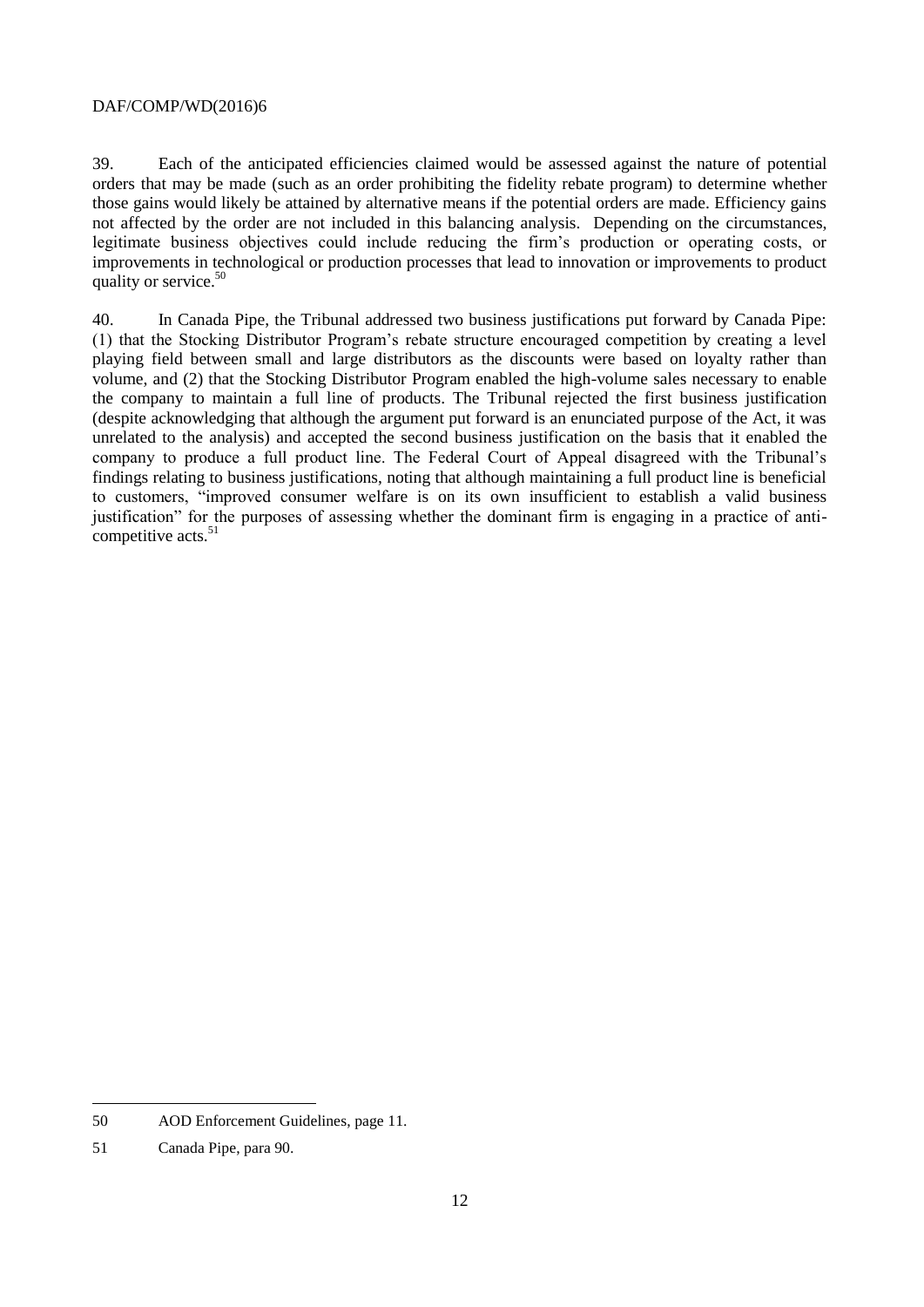39. Each of the anticipated efficiencies claimed would be assessed against the nature of potential orders that may be made (such as an order prohibiting the fidelity rebate program) to determine whether those gains would likely be attained by alternative means if the potential orders are made. Efficiency gains not affected by the order are not included in this balancing analysis. Depending on the circumstances, legitimate business objectives could include reducing the firm's production or operating costs, or improvements in technological or production processes that lead to innovation or improvements to product quality or service.[50]

40. In Canada Pipe, the Tribunal addressed two business justifications put forward by Canada Pipe: (1) that the Stocking Distributor Program's rebate structure encouraged competition by creating a level playing field between small and large distributors as the discounts were based on loyalty rather than volume, and (2) that the Stocking Distributor Program enabled the high-volume sales necessary to enable the company to maintain a full line of products. The Tribunal rejected the first business justification (despite acknowledging that although the argument put forward is an enunciated purpose of the Act, it was unrelated to the analysis) and accepted the second business justification on the basis that it enabled the company to produce a full product line. The Federal Court of Appeal disagreed with the Tribunal's findings relating to business justifications, noting that although maintaining a full product line is beneficial to customers, "improved consumer welfare is on its own insufficient to establish a valid business justification" for the purposes of assessing whether the dominant firm is engaging in a practice of anti-competitive acts.[51]

---

50 AOD Enforcement Guidelines, page 11.

51 Canada Pipe, para 90.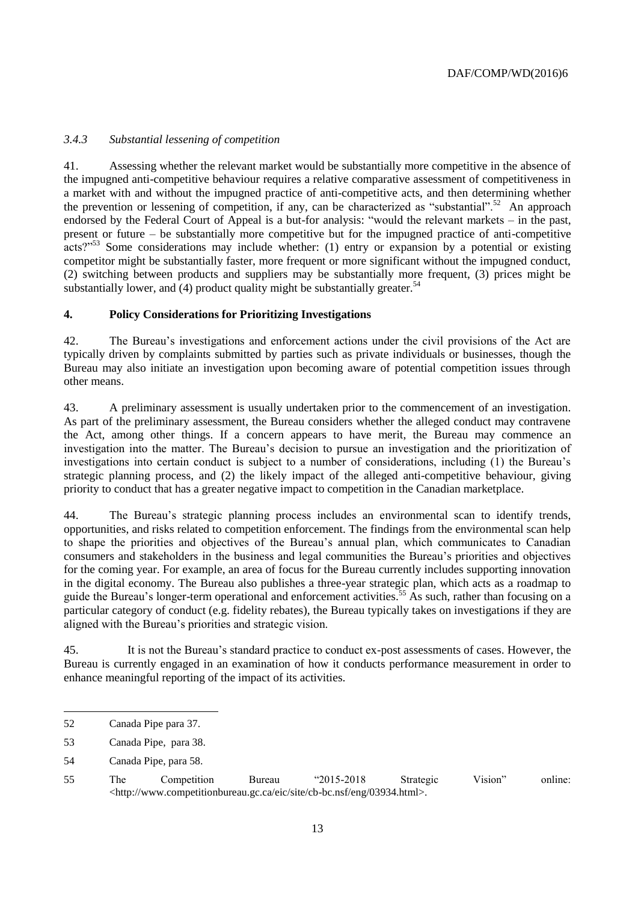### *3.4.3 Substantial lessening of competition*

41. Assessing whether the relevant market would be substantially more competitive in the absence of the impugned anti-competitive behaviour requires a relative comparative assessment of competitiveness in a market with and without the impugned practice of anti-competitive acts, and then determining whether the prevention or lessening of competition, if any, can be characterized as "substantial".[52] An approach endorsed by the Federal Court of Appeal is a but-for analysis: "would the relevant markets – in the past, present or future – be substantially more competitive but for the impugned practice of anti-competitive acts?"[53] Some considerations may include whether: (1) entry or expansion by a potential or existing competitor might be substantially faster, more frequent or more significant without the impugned conduct, (2) switching between products and suppliers may be substantially more frequent, (3) prices might be substantially lower, and (4) product quality might be substantially greater.[54]

## 4. Policy Considerations for Prioritizing Investigations

42. The Bureau's investigations and enforcement actions under the civil provisions of the Act are typically driven by complaints submitted by parties such as private individuals or businesses, though the Bureau may also initiate an investigation upon becoming aware of potential competition issues through other means.

43. A preliminary assessment is usually undertaken prior to the commencement of an investigation. As part of the preliminary assessment, the Bureau considers whether the alleged conduct may contravene the Act, among other things. If a concern appears to have merit, the Bureau may commence an investigation into the matter. The Bureau's decision to pursue an investigation and the prioritization of investigations into certain conduct is subject to a number of considerations, including (1) the Bureau's strategic planning process, and (2) the likely impact of the alleged anti-competitive behaviour, giving priority to conduct that has a greater negative impact to competition in the Canadian marketplace.

44. The Bureau's strategic planning process includes an environmental scan to identify trends, opportunities, and risks related to competition enforcement. The findings from the environmental scan help to shape the priorities and objectives of the Bureau's annual plan, which communicates to Canadian consumers and stakeholders in the business and legal communities the Bureau's priorities and objectives for the coming year. For example, an area of focus for the Bureau currently includes supporting innovation in the digital economy. The Bureau also publishes a three-year strategic plan, which acts as a roadmap to guide the Bureau's longer-term operational and enforcement activities.[55] As such, rather than focusing on a particular category of conduct (e.g. fidelity rebates), the Bureau typically takes on investigations if they are aligned with the Bureau's priorities and strategic vision.

45. It is not the Bureau's standard practice to conduct ex-post assessments of cases. However, the Bureau is currently engaged in an examination of how it conducts performance measurement in order to enhance meaningful reporting of the impact of its activities.

---

52 Canada Pipe para 37.

53 Canada Pipe, para 38.

54 Canada Pipe, para 58.

55 The Competition Bureau "2015-2018 Strategic Vision" online: <http://www.competitionbureau.gc.ca/eic/site/cb-bc.nsf/eng/03934.html>.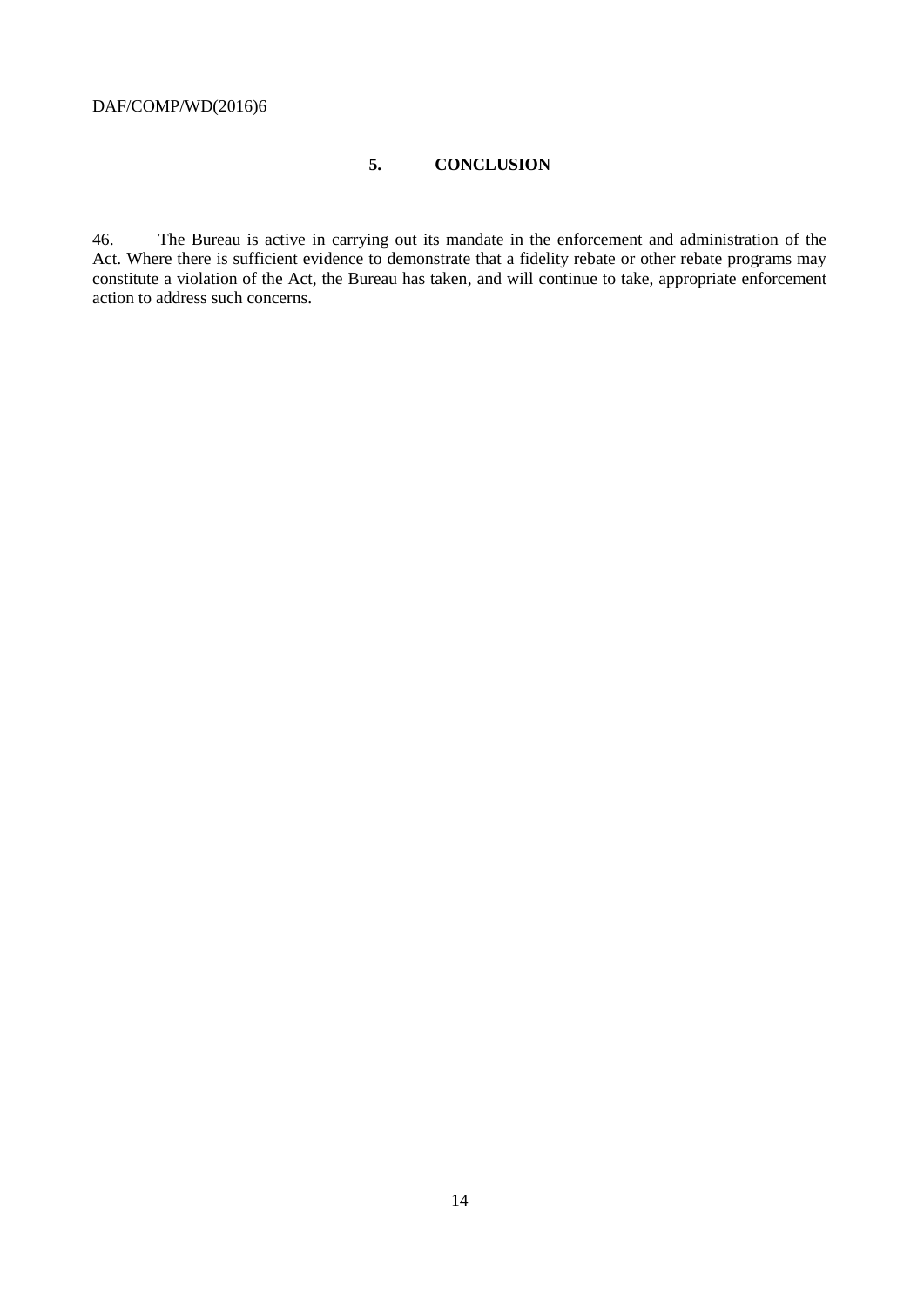## 5. CONCLUSION

46. The Bureau is active in carrying out its mandate in the enforcement and administration of the Act. Where there is sufficient evidence to demonstrate that a fidelity rebate or other rebate programs may constitute a violation of the Act, the Bureau has taken, and will continue to take, appropriate enforcement action to address such concerns.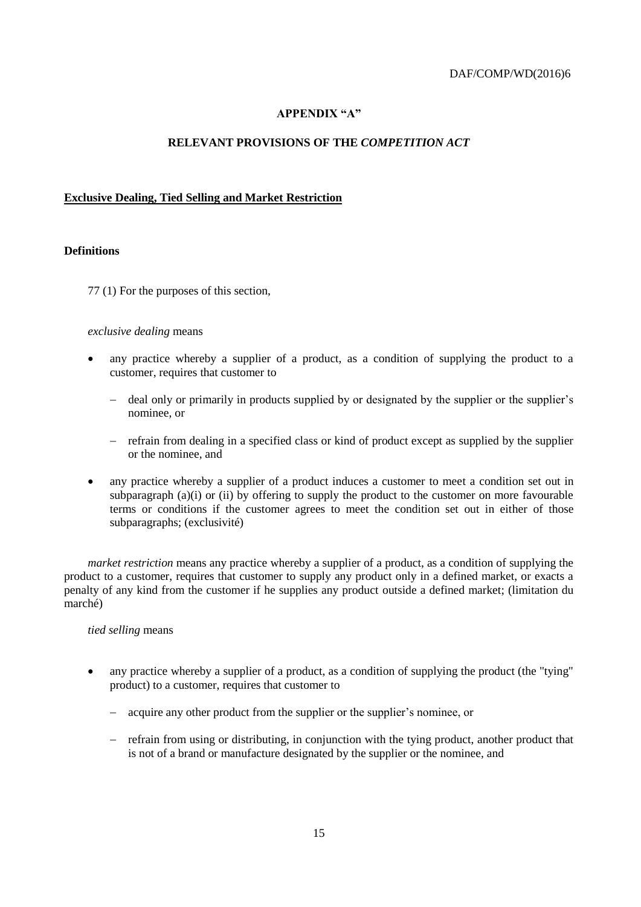## APPENDIX "A"

## RELEVANT PROVISIONS OF THE *COMPETITION ACT*

**Exclusive Dealing, Tied Selling and Market Restriction**

**Definitions**

77 (1) For the purposes of this section,

*exclusive dealing* means

- any practice whereby a supplier of a product, as a condition of supplying the product to a customer, requires that customer to
  - deal only or primarily in products supplied by or designated by the supplier or the supplier's nominee, or
  - refrain from dealing in a specified class or kind of product except as supplied by the supplier or the nominee, and
- any practice whereby a supplier of a product induces a customer to meet a condition set out in subparagraph (a)(i) or (ii) by offering to supply the product to the customer on more favourable terms or conditions if the customer agrees to meet the condition set out in either of those subparagraphs; (exclusivité)

*market restriction* means any practice whereby a supplier of a product, as a condition of supplying the product to a customer, requires that customer to supply any product only in a defined market, or exacts a penalty of any kind from the customer if he supplies any product outside a defined market; (limitation du marché)

*tied selling* means

- any practice whereby a supplier of a product, as a condition of supplying the product (the "tying" product) to a customer, requires that customer to
  - acquire any other product from the supplier or the supplier's nominee, or
  - refrain from using or distributing, in conjunction with the tying product, another product that is not of a brand or manufacture designated by the supplier or the nominee, and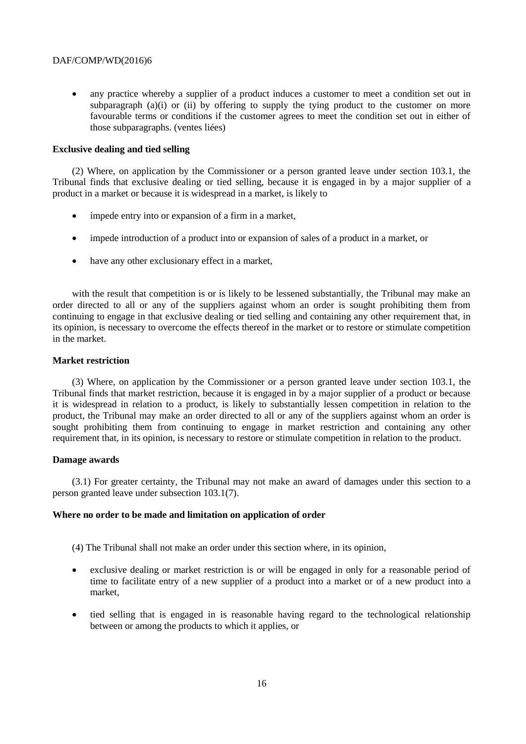- any practice whereby a supplier of a product induces a customer to meet a condition set out in subparagraph (a)(i) or (ii) by offering to supply the tying product to the customer on more favourable terms or conditions if the customer agrees to meet the condition set out in either of those subparagraphs. (ventes liées)

**Exclusive dealing and tied selling**

(2) Where, on application by the Commissioner or a person granted leave under section 103.1, the Tribunal finds that exclusive dealing or tied selling, because it is engaged in by a major supplier of a product in a market or because it is widespread in a market, is likely to

- impede entry into or expansion of a firm in a market,
- impede introduction of a product into or expansion of sales of a product in a market, or
- have any other exclusionary effect in a market,

with the result that competition is or is likely to be lessened substantially, the Tribunal may make an order directed to all or any of the suppliers against whom an order is sought prohibiting them from continuing to engage in that exclusive dealing or tied selling and containing any other requirement that, in its opinion, is necessary to overcome the effects thereof in the market or to restore or stimulate competition in the market.

**Market restriction**

(3) Where, on application by the Commissioner or a person granted leave under section 103.1, the Tribunal finds that market restriction, because it is engaged in by a major supplier of a product or because it is widespread in relation to a product, is likely to substantially lessen competition in relation to the product, the Tribunal may make an order directed to all or any of the suppliers against whom an order is sought prohibiting them from continuing to engage in market restriction and containing any other requirement that, in its opinion, is necessary to restore or stimulate competition in relation to the product.

**Damage awards**

(3.1) For greater certainty, the Tribunal may not make an award of damages under this section to a person granted leave under subsection 103.1(7).

**Where no order to be made and limitation on application of order**

(4) The Tribunal shall not make an order under this section where, in its opinion,

- exclusive dealing or market restriction is or will be engaged in only for a reasonable period of time to facilitate entry of a new supplier of a product into a market or of a new product into a market,
- tied selling that is engaged in is reasonable having regard to the technological relationship between or among the products to which it applies, or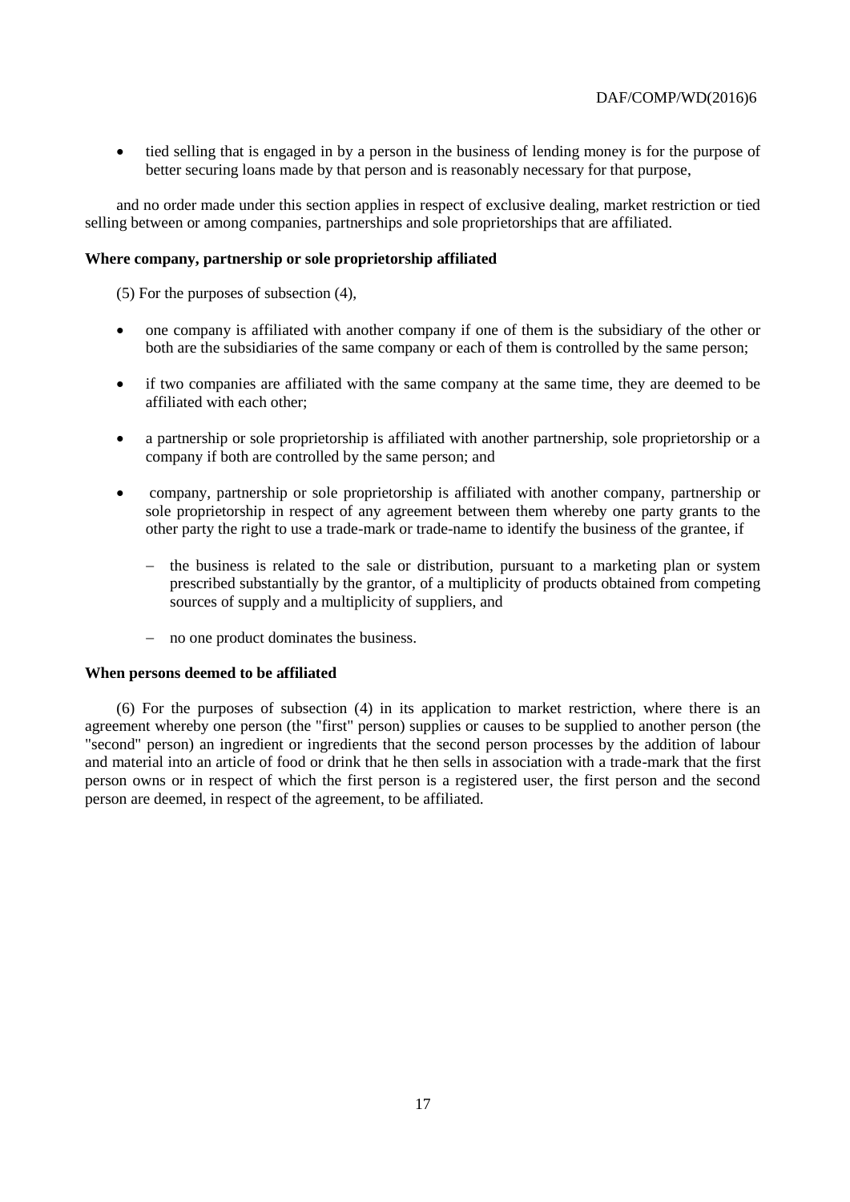- tied selling that is engaged in by a person in the business of lending money is for the purpose of better securing loans made by that person and is reasonably necessary for that purpose,

and no order made under this section applies in respect of exclusive dealing, market restriction or tied selling between or among companies, partnerships and sole proprietorships that are affiliated.

**Where company, partnership or sole proprietorship affiliated**

(5) For the purposes of subsection (4),

- one company is affiliated with another company if one of them is the subsidiary of the other or both are the subsidiaries of the same company or each of them is controlled by the same person;
- if two companies are affiliated with the same company at the same time, they are deemed to be affiliated with each other;
- a partnership or sole proprietorship is affiliated with another partnership, sole proprietorship or a company if both are controlled by the same person; and
- company, partnership or sole proprietorship is affiliated with another company, partnership or sole proprietorship in respect of any agreement between them whereby one party grants to the other party the right to use a trade-mark or trade-name to identify the business of the grantee, if
  - the business is related to the sale or distribution, pursuant to a marketing plan or system prescribed substantially by the grantor, of a multiplicity of products obtained from competing sources of supply and a multiplicity of suppliers, and
  - no one product dominates the business.

**When persons deemed to be affiliated**

(6) For the purposes of subsection (4) in its application to market restriction, where there is an agreement whereby one person (the "first" person) supplies or causes to be supplied to another person (the "second" person) an ingredient or ingredients that the second person processes by the addition of labour and material into an article of food or drink that he then sells in association with a trade-mark that the first person owns or in respect of which the first person is a registered user, the first person and the second person are deemed, in respect of the agreement, to be affiliated.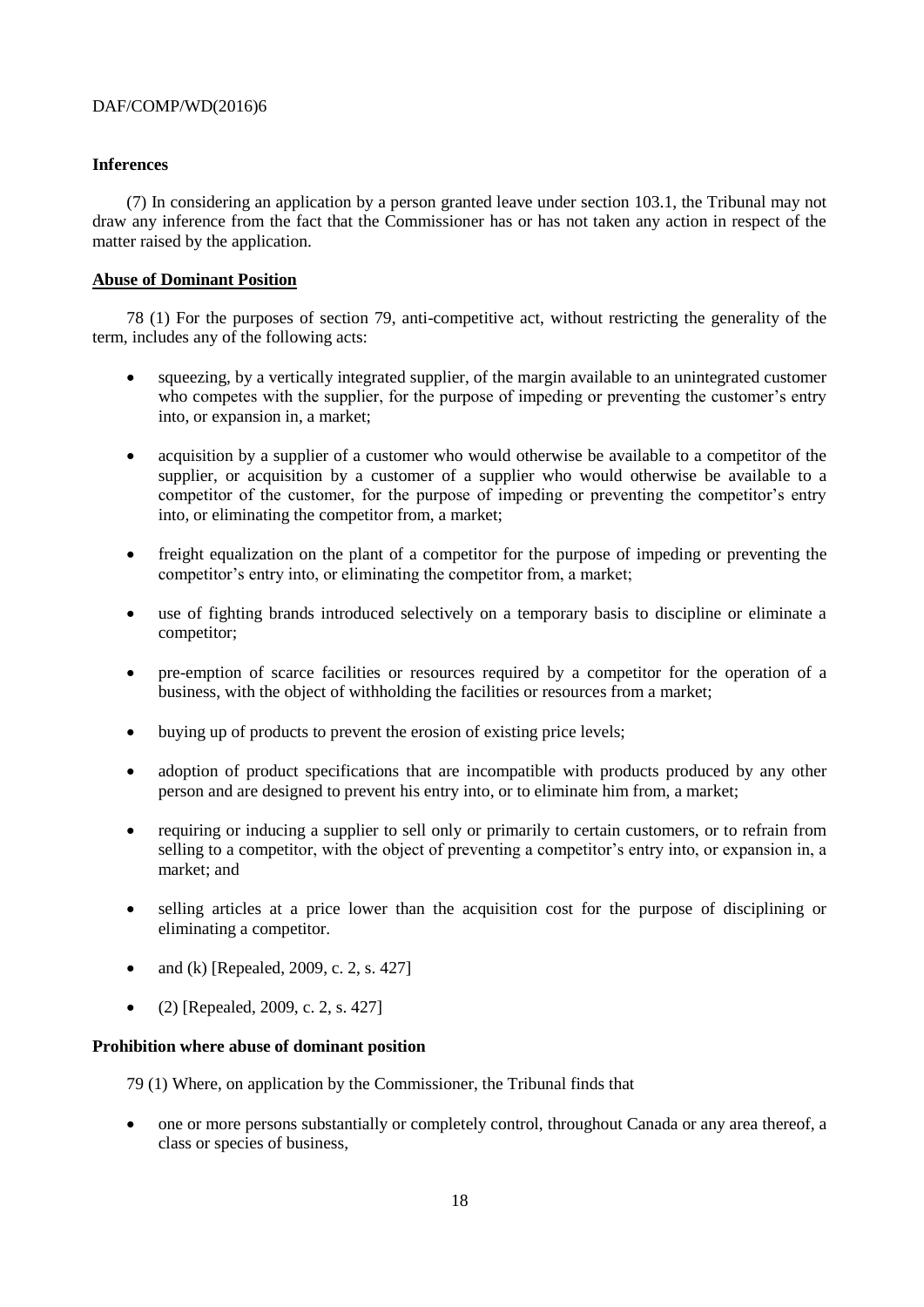**Inferences**

(7) In considering an application by a person granted leave under section 103.1, the Tribunal may not draw any inference from the fact that the Commissioner has or has not taken any action in respect of the matter raised by the application.

**Abuse of Dominant Position**

78 (1) For the purposes of section 79, anti-competitive act, without restricting the generality of the term, includes any of the following acts:

- squeezing, by a vertically integrated supplier, of the margin available to an unintegrated customer who competes with the supplier, for the purpose of impeding or preventing the customer's entry into, or expansion in, a market;
- acquisition by a supplier of a customer who would otherwise be available to a competitor of the supplier, or acquisition by a customer of a supplier who would otherwise be available to a competitor of the customer, for the purpose of impeding or preventing the competitor's entry into, or eliminating the competitor from, a market;
- freight equalization on the plant of a competitor for the purpose of impeding or preventing the competitor's entry into, or eliminating the competitor from, a market;
- use of fighting brands introduced selectively on a temporary basis to discipline or eliminate a competitor;
- pre-emption of scarce facilities or resources required by a competitor for the operation of a business, with the object of withholding the facilities or resources from a market;
- buying up of products to prevent the erosion of existing price levels;
- adoption of product specifications that are incompatible with products produced by any other person and are designed to prevent his entry into, or to eliminate him from, a market;
- requiring or inducing a supplier to sell only or primarily to certain customers, or to refrain from selling to a competitor, with the object of preventing a competitor's entry into, or expansion in, a market; and
- selling articles at a price lower than the acquisition cost for the purpose of disciplining or eliminating a competitor.
- and (k) [Repealed, 2009, c. 2, s. 427]
- (2) [Repealed, 2009, c. 2, s. 427]

**Prohibition where abuse of dominant position**

79 (1) Where, on application by the Commissioner, the Tribunal finds that

- one or more persons substantially or completely control, throughout Canada or any area thereof, a class or species of business,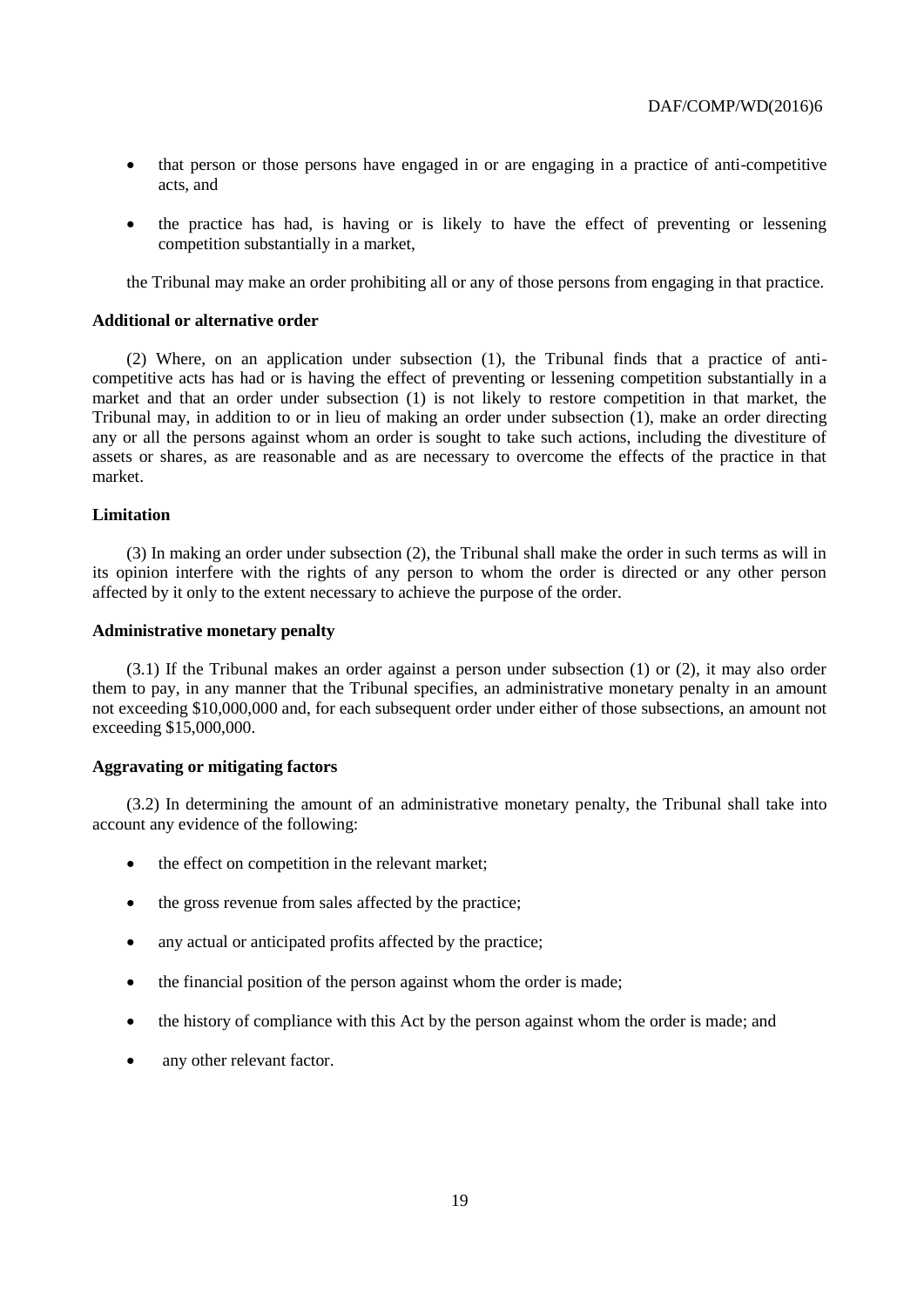- that person or those persons have engaged in or are engaging in a practice of anti-competitive acts, and
- the practice has had, is having or is likely to have the effect of preventing or lessening competition substantially in a market,

the Tribunal may make an order prohibiting all or any of those persons from engaging in that practice.

**Additional or alternative order**

(2) Where, on an application under subsection (1), the Tribunal finds that a practice of anti-competitive acts has had or is having the effect of preventing or lessening competition substantially in a market and that an order under subsection (1) is not likely to restore competition in that market, the Tribunal may, in addition to or in lieu of making an order under subsection (1), make an order directing any or all the persons against whom an order is sought to take such actions, including the divestiture of assets or shares, as are reasonable and as are necessary to overcome the effects of the practice in that market.

**Limitation**

(3) In making an order under subsection (2), the Tribunal shall make the order in such terms as will in its opinion interfere with the rights of any person to whom the order is directed or any other person affected by it only to the extent necessary to achieve the purpose of the order.

**Administrative monetary penalty**

(3.1) If the Tribunal makes an order against a person under subsection (1) or (2), it may also order them to pay, in any manner that the Tribunal specifies, an administrative monetary penalty in an amount not exceeding $10,000,000 and, for each subsequent order under either of those subsections, an amount not exceeding $15,000,000.

**Aggravating or mitigating factors**

(3.2) In determining the amount of an administrative monetary penalty, the Tribunal shall take into account any evidence of the following:

- the effect on competition in the relevant market;
- the gross revenue from sales affected by the practice;
- any actual or anticipated profits affected by the practice;
- the financial position of the person against whom the order is made;
- the history of compliance with this Act by the person against whom the order is made; and
- any other relevant factor.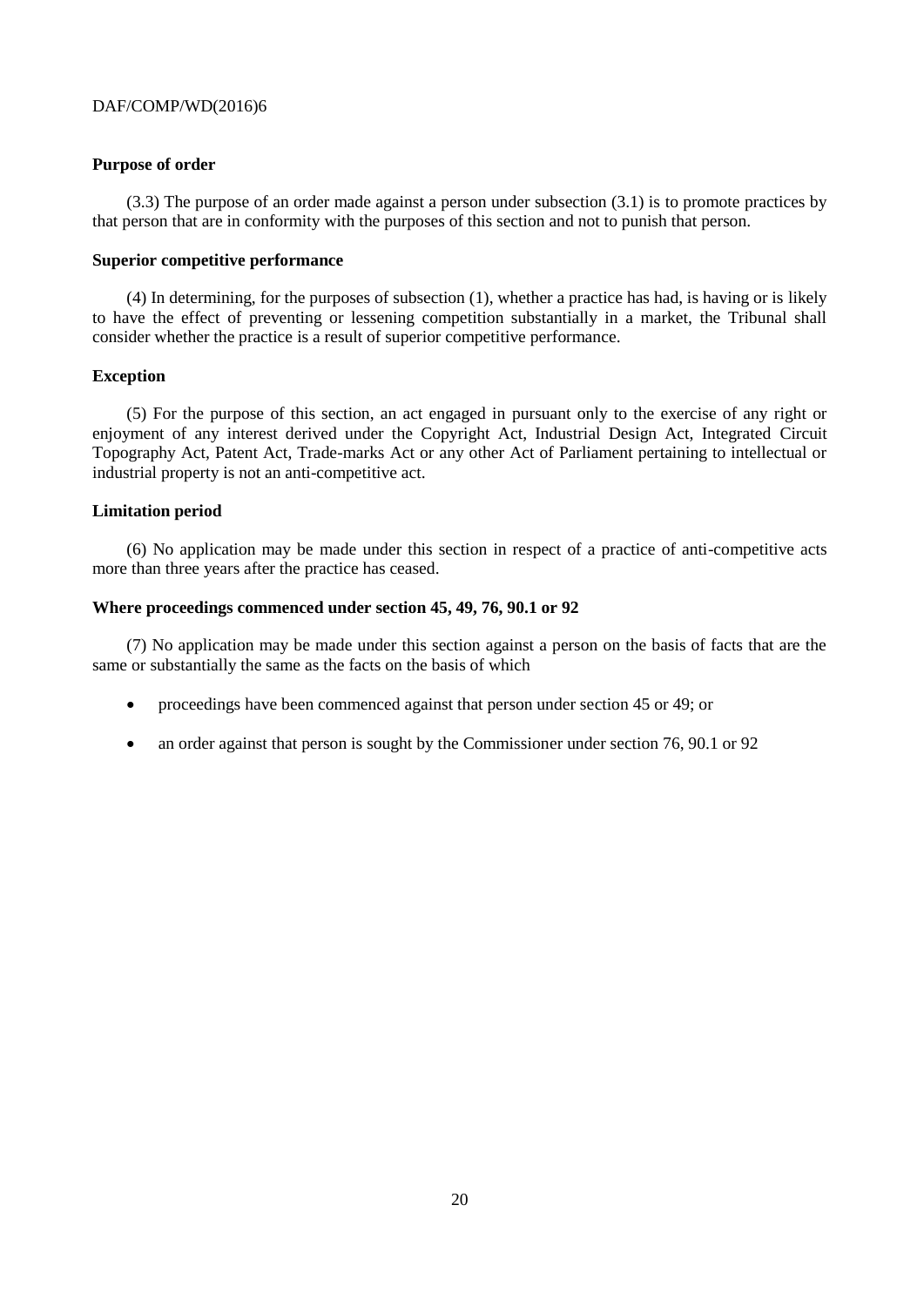**Purpose of order**

(3.3) The purpose of an order made against a person under subsection (3.1) is to promote practices by that person that are in conformity with the purposes of this section and not to punish that person.

**Superior competitive performance**

(4) In determining, for the purposes of subsection (1), whether a practice has had, is having or is likely to have the effect of preventing or lessening competition substantially in a market, the Tribunal shall consider whether the practice is a result of superior competitive performance.

**Exception**

(5) For the purpose of this section, an act engaged in pursuant only to the exercise of any right or enjoyment of any interest derived under the Copyright Act, Industrial Design Act, Integrated Circuit Topography Act, Patent Act, Trade-marks Act or any other Act of Parliament pertaining to intellectual or industrial property is not an anti-competitive act.

**Limitation period**

(6) No application may be made under this section in respect of a practice of anti-competitive acts more than three years after the practice has ceased.

**Where proceedings commenced under section 45, 49, 76, 90.1 or 92**

(7) No application may be made under this section against a person on the basis of facts that are the same or substantially the same as the facts on the basis of which

- proceedings have been commenced against that person under section 45 or 49; or
- an order against that person is sought by the Commissioner under section 76, 90.1 or 92